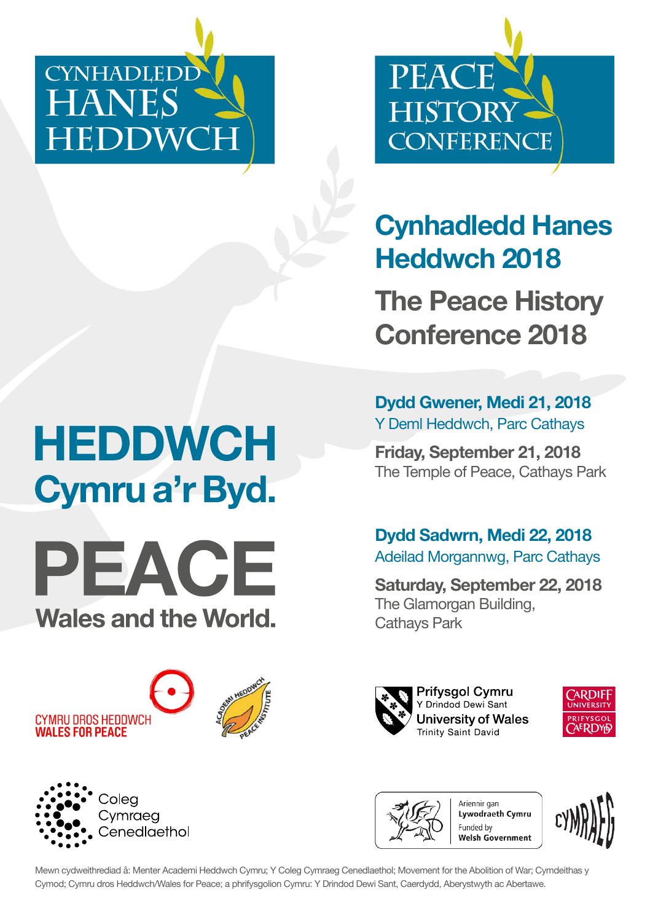# CYNHADLEDD HANES HEDDWCH

# PEACE HISTORY CONFERENCE

## Cynhadledd Hanes Heddwch 2018

## The Peace History Conference 2018

# HEDDWCH

## Cymru a'r Byd.

# PEACE

## Wales and the World.

**Dydd Gwener, Medi 21, 2018**
Y Deml Heddwch, Parc Cathays

**Friday, September 21, 2018**
The Temple of Peace, Cathays Park

**Dydd Sadwrn, Medi 22, 2018**
Adeilad Morgannwg, Parc Cathays

**Saturday, September 22, 2018**
The Glamorgan Building,
Cathays Park

CYMRU DROS HEDDWCH
WALES FOR PEACE

ACADEMI HEDDWCH
PEACE INSTITUTE

Prifysgol Cymru
Y Drindod Dewi Sant
University of Wales
Trinity Saint David

CARDIFF UNIVERSITY
PRIFYSGOL CAERDYB

Coleg Cymraeg Cenedlaethol

Ariennir gan Lywodraeth Cymru
Funded by Welsh Government

CYMRAEG

Mewn cydweithrediad â: Menter Academi Heddwch Cymru; Y Coleg Cymraeg Cenedlaethol; Movement for the Abolition of War; Cymdeithas y Cymod; Cymru dros Heddwch/Wales for Peace; a phrifysgolion Cymru: Y Drindod Dewi Sant, Caerdydd, Aberystwyth ac Abertawe.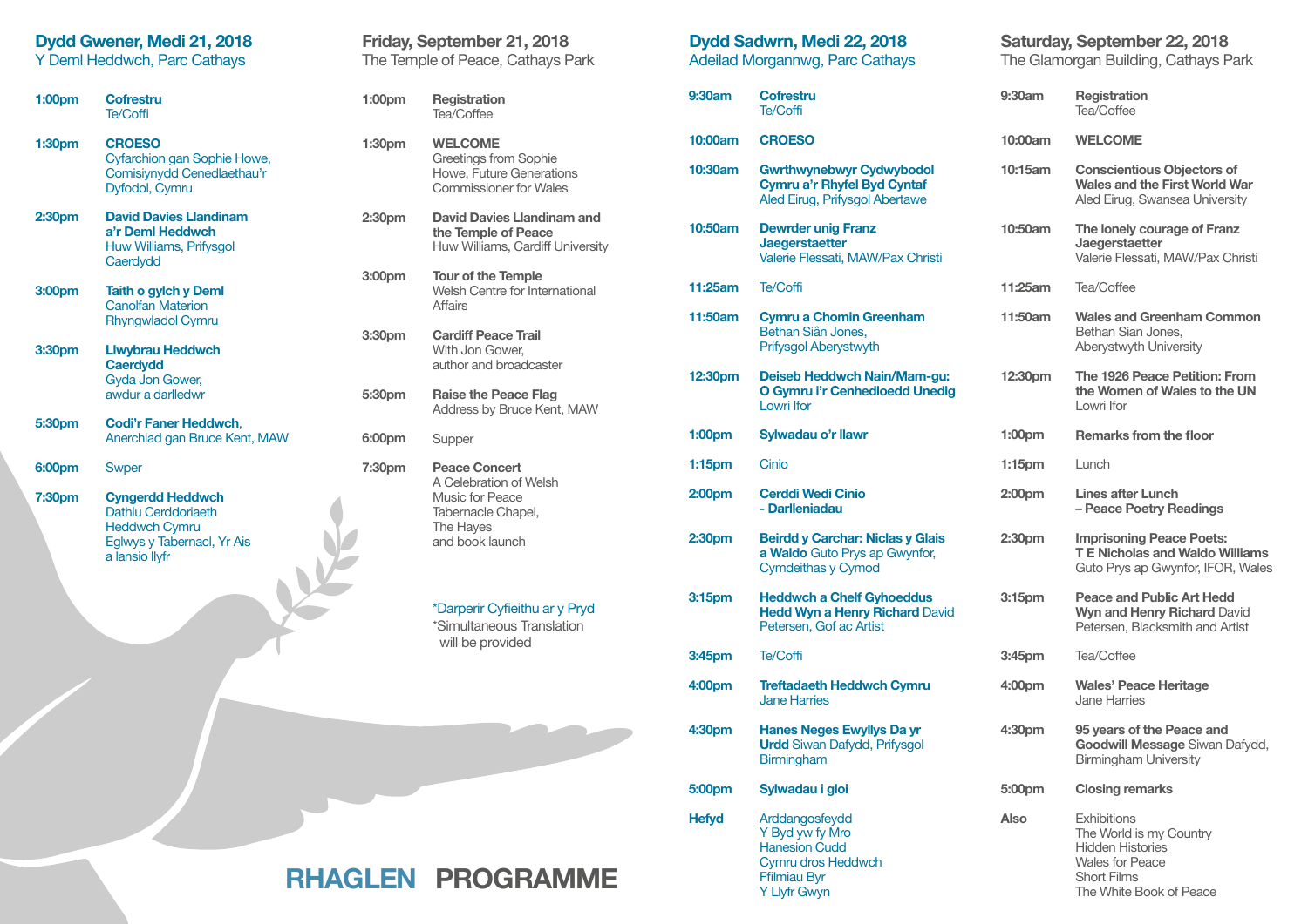## Dydd Gwener, Medi 21, 2018

Y Deml Heddwch, Parc Cathays

| | |
|---|---|
| **1:00pm** | **Cofrestru** Te/Coffi |
| **1:30pm** | **CROESO** Cyfarchion gan Sophie Howe, Comisiynydd Cenedlaethau'r Dyfodol, Cymru |
| **2:30pm** | **David Davies Llandinam a'r Deml Heddwch** Huw Williams, Prifysgol Caerdydd |
| **3:00pm** | **Taith o gylch y Deml** Canolfan Materion Rhyngwladol Cymru |
| **3:30pm** | **Llwybrau Heddwch Caerdydd** Gyda Jon Gower, awdur a darlledwr |
| **5:30pm** | **Codi'r Faner Heddwch**, Anerchiad gan Bruce Kent, MAW |
| **6:00pm** | Swper |
| **7:30pm** | **Cyngerdd Heddwch** Dathlu Cerddoriaeth Heddwch Cymru Eglwys y Tabernacl, Yr Ais a lansio llyfr |

## Friday, September 21, 2018

The Temple of Peace, Cathays Park

| | |
|---|---|
| **1:00pm** | **Registration** Tea/Coffee |
| **1:30pm** | **WELCOME** Greetings from Sophie Howe, Future Generations Commissioner for Wales |
| **2:30pm** | **David Davies Llandinam and the Temple of Peace** Huw Williams, Cardiff University |
| **3:00pm** | **Tour of the Temple** Welsh Centre for International Affairs |
| **3:30pm** | **Cardiff Peace Trail** With Jon Gower, author and broadcaster |
| **5:30pm** | **Raise the Peace Flag** Address by Bruce Kent, MAW |
| **6:00pm** | Supper |
| **7:30pm** | **Peace Concert** A Celebration of Welsh Music for Peace Tabernacle Chapel, The Hayes and book launch |

*Darperir Cyfieithu ar y Pryd
*Simultaneous Translation will be provided

## Dydd Sadwrn, Medi 22, 2018

Adeilad Morgannwg, Parc Cathays

| | |
|---|---|
| **9:30am** | **Cofrestru** Te/Coffi |
| **10:00am** | **CROESO** |
| **10:30am** | **Gwrthwynebwyr Cydwybodol Cymru a'r Rhyfel Byd Cyntaf** Aled Eirug, Prifysgol Abertawe |
| **10:50am** | **Dewrder unig Franz Jaegerstaetter** Valerie Flessati, MAW/Pax Christi |
| **11:25am** | Te/Coffi |
| **11:50am** | **Cymru a Chomin Greenham** Bethan Siân Jones, Prifysgol Aberystwyth |
| **12:30pm** | **Deiseb Heddwch Nain/Mam-gu: O Gymru i'r Cenhedloedd Unedig** Lowri Ifor |
| **1:00pm** | **Sylwadau o'r llawr** |
| **1:15pm** | Cinio |
| **2:00pm** | **Cerddi Wedi Cinio - Darlleniadau** |
| **2:30pm** | **Beirdd y Carchar: Niclas y Glais a Waldo** Guto Prys ap Gwynfor, Cymdeithas y Cymod |
| **3:15pm** | **Heddwch a Chelf Gyhoeddus Hedd Wyn a Henry Richard** David Petersen, Gof ac Artist |
| **3:45pm** | Te/Coffi |
| **4:00pm** | **Treftadaeth Heddwch Cymru** Jane Harries |
| **4:30pm** | **Hanes Neges Ewyllys Da yr Urdd** Siwan Dafydd, Prifysgol Birmingham |
| **5:00pm** | **Sylwadau i gloi** |
| **Hefyd** | Arddangosfeydd Y Byd yw fy Mro Hanesion Cudd Cymru dros Heddwch Ffilmiau Byr Y Llyfr Gwyn |

## Saturday, September 22, 2018

The Glamorgan Building, Cathays Park

| | |
|---|---|
| **9:30am** | **Registration** Tea/Coffee |
| **10:00am** | **WELCOME** |
| **10:15am** | **Conscientious Objectors of Wales and the First World War** Aled Eirug, Swansea University |
| **10:50am** | **The lonely courage of Franz Jaegerstaetter** Valerie Flessati, MAW/Pax Christi |
| **11:25am** | Tea/Coffee |
| **11:50am** | **Wales and Greenham Common** Bethan Sian Jones, Aberystwyth University |
| **12:30pm** | **The 1926 Peace Petition: From the Women of Wales to the UN** Lowri Ifor |
| **1:00pm** | **Remarks from the floor** |
| **1:15pm** | Lunch |
| **2:00pm** | **Lines after Lunch – Peace Poetry Readings** |
| **2:30pm** | **Imprisoning Peace Poets: T E Nicholas and Waldo Williams** Guto Prys ap Gwynfor, IFOR, Wales |
| **3:15pm** | **Peace and Public Art Hedd Wyn and Henry Richard** David Petersen, Blacksmith and Artist |
| **3:45pm** | Tea/Coffee |
| **4:00pm** | **Wales' Peace Heritage** Jane Harries |
| **4:30pm** | **95 years of the Peace and Goodwill Message** Siwan Dafydd, Birmingham University |
| **5:00pm** | **Closing remarks** |
| **Also** | Exhibitions The World is my Country Hidden Histories Wales for Peace Short Films The White Book of Peace |

# RHAGLEN PROGRAMME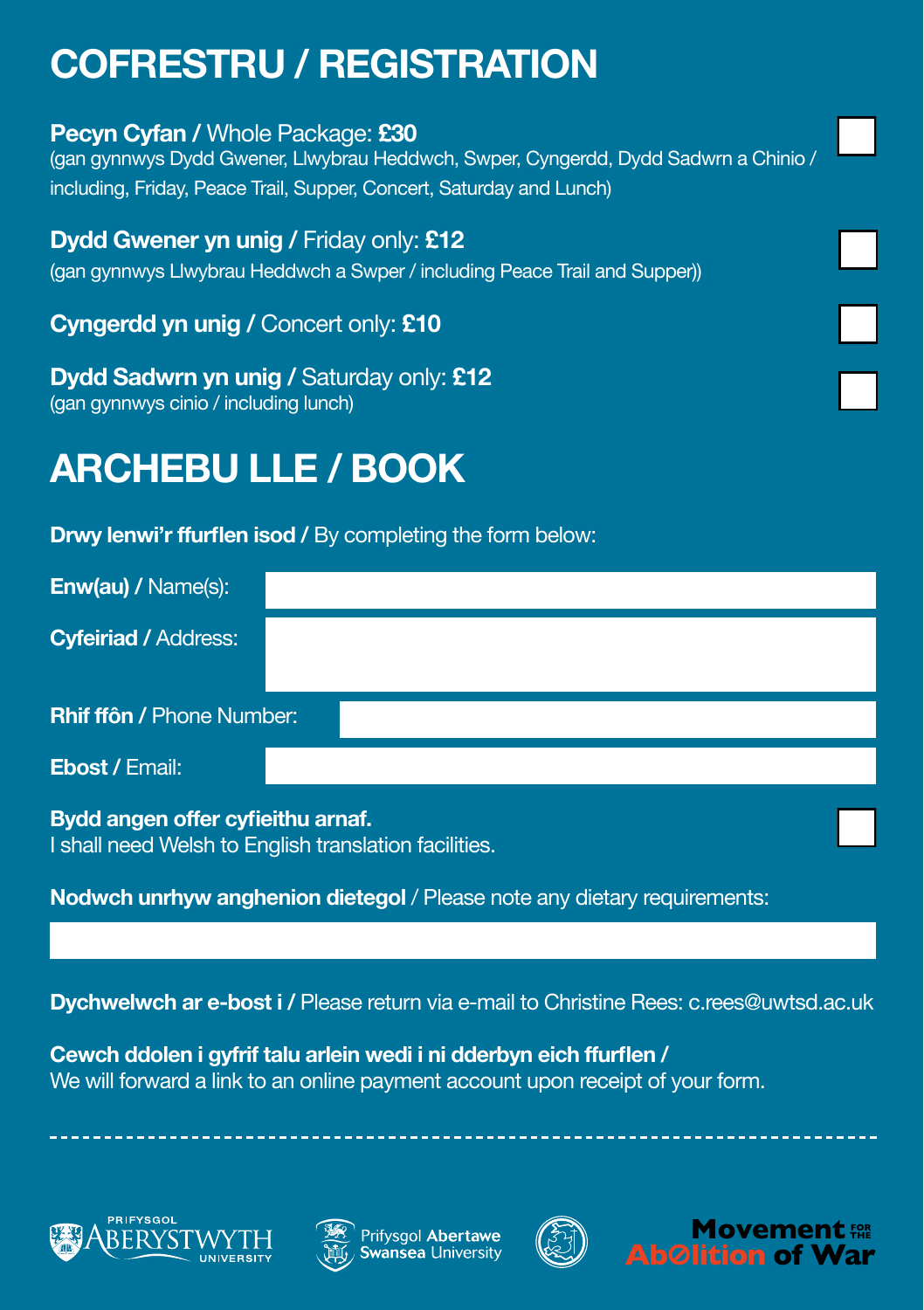# COFRESTRU / REGISTRATION

**Pecyn Cyfan /** Whole Package: **£30**
(gan gynnwys Dydd Gwener, Llwybrau Heddwch, Swper, Cyngerdd, Dydd Sadwrn a Chinio / including, Friday, Peace Trail, Supper, Concert, Saturday and Lunch)

**Dydd Gwener yn unig /** Friday only: **£12**
(gan gynnwys Llwybrau Heddwch a Swper / including Peace Trail and Supper))

**Cyngerdd yn unig /** Concert only: **£10**

**Dydd Sadwrn yn unig /** Saturday only: **£12**
(gan gynnwys cinio / including lunch)

# ARCHEBU LLE / BOOK

**Drwy lenwi'r ffurflen isod /** By completing the form below:

**Enw(au) /** Name(s):

**Cyfeiriad /** Address:

**Rhif ffôn /** Phone Number:

**Ebost /** Email:

**Bydd angen offer cyfieithu arnaf.**
I shall need Welsh to English translation facilities.

**Nodwch unrhyw anghenion dietegol** / Please note any dietary requirements:

**Dychwelwch ar e-bost i /** Please return via e-mail to Christine Rees: c.rees@uwtsd.ac.uk

**Cewch ddolen i gyfrif talu arlein wedi i ni dderbyn eich ffurflen /**
We will forward a link to an online payment account upon receipt of your form.

Prifysgol Aberystwyth University | Prifysgol Abertawe Swansea University | Movement for the Abolition of War